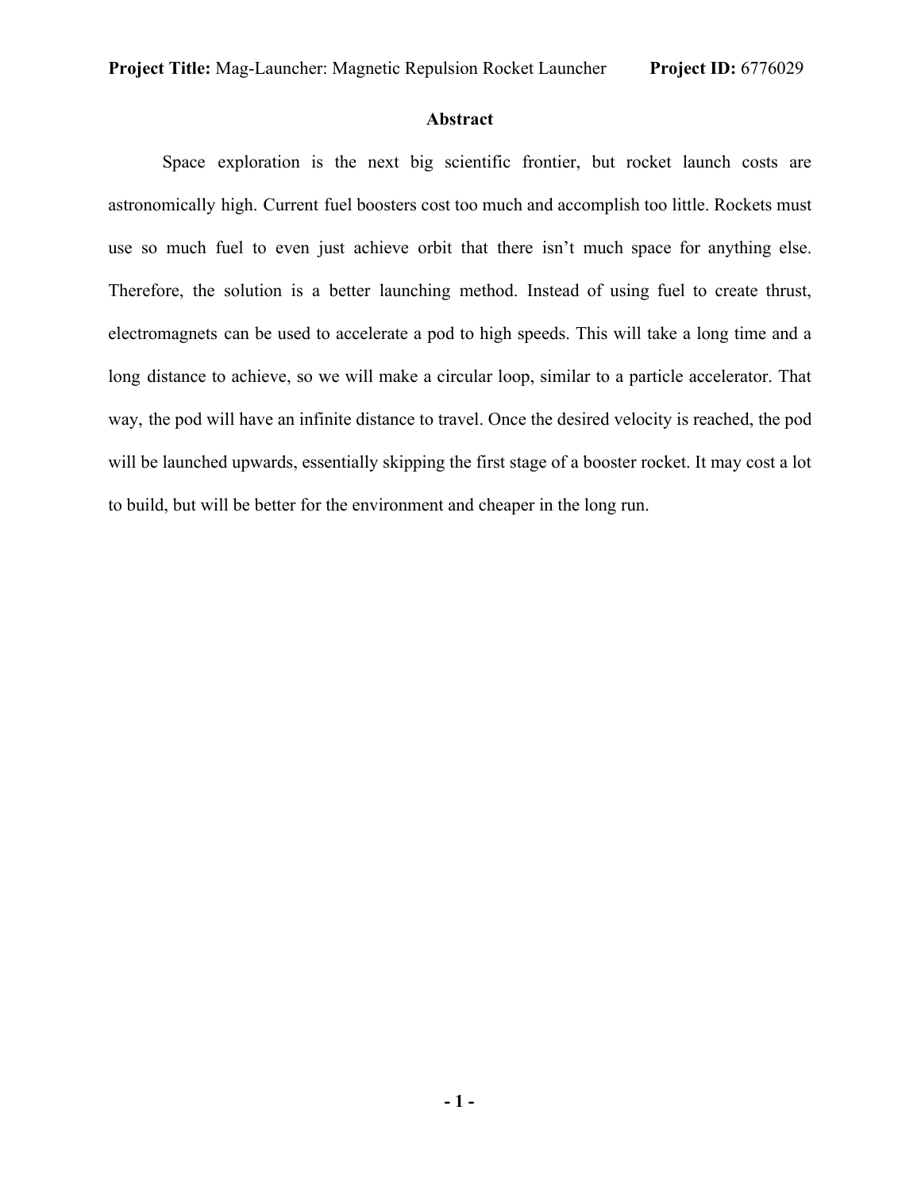**Project Title:** Mag-Launcher: Magnetic Repulsion Rocket Launcher **Project ID:** 6776029

## Abstract

Space exploration is the next big scientific frontier, but rocket launch costs are astronomically high. Current fuel boosters cost too much and accomplish too little. Rockets must use so much fuel to even just achieve orbit that there isn't much space for anything else. Therefore, the solution is a better launching method. Instead of using fuel to create thrust, electromagnets can be used to accelerate a pod to high speeds. This will take a long time and a long distance to achieve, so we will make a circular loop, similar to a particle accelerator. That way, the pod will have an infinite distance to travel. Once the desired velocity is reached, the pod will be launched upwards, essentially skipping the first stage of a booster rocket. It may cost a lot to build, but will be better for the environment and cheaper in the long run.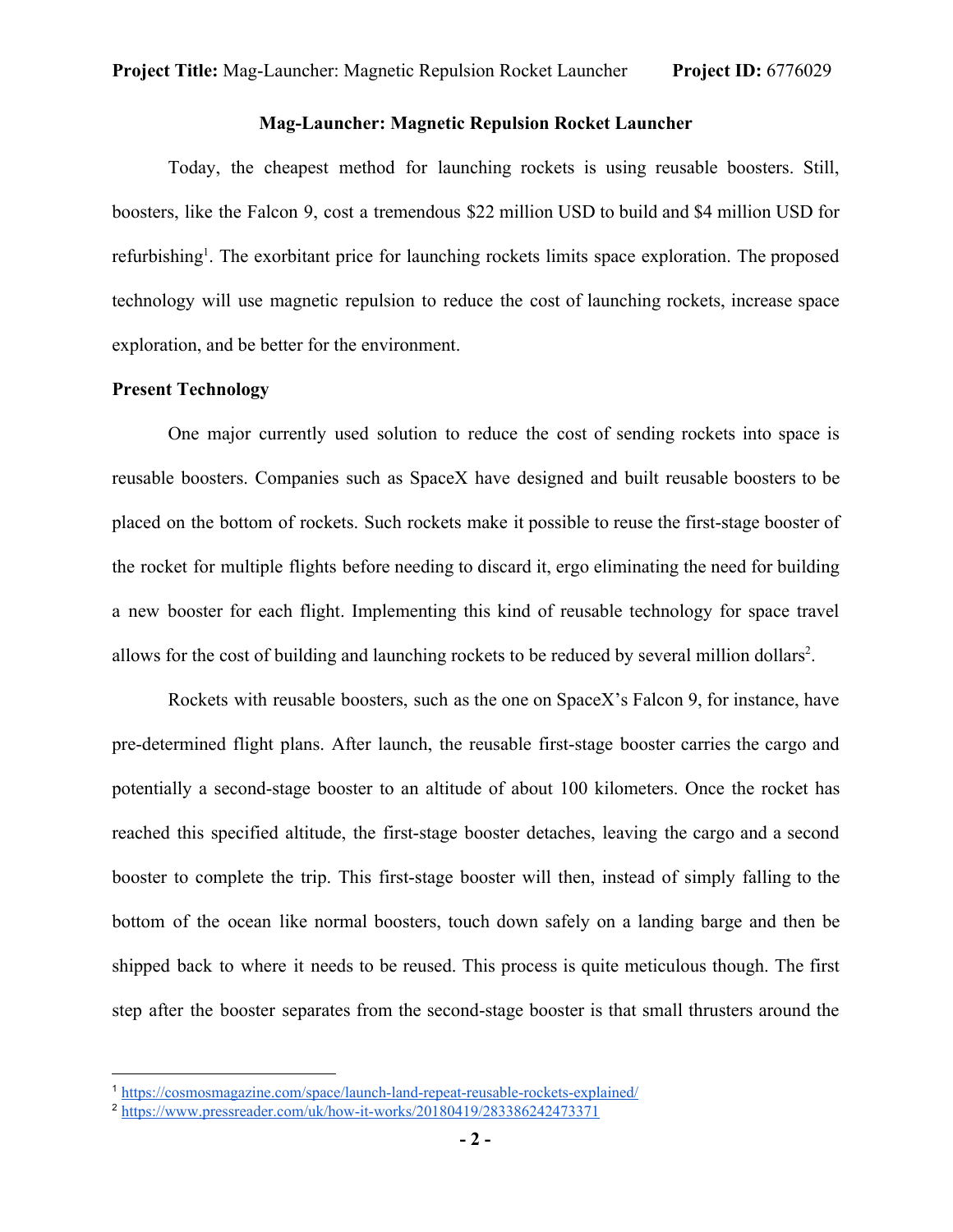**Mag-Launcher: Magnetic Repulsion Rocket Launcher**

Today, the cheapest method for launching rockets is using reusable boosters. Still, boosters, like the Falcon 9, cost a tremendous $22 million USD to build and $4 million USD for refurbishing[1]. The exorbitant price for launching rockets limits space exploration. The proposed technology will use magnetic repulsion to reduce the cost of launching rockets, increase space exploration, and be better for the environment.

**Present Technology**

One major currently used solution to reduce the cost of sending rockets into space is reusable boosters. Companies such as SpaceX have designed and built reusable boosters to be placed on the bottom of rockets. Such rockets make it possible to reuse the first-stage booster of the rocket for multiple flights before needing to discard it, ergo eliminating the need for building a new booster for each flight. Implementing this kind of reusable technology for space travel allows for the cost of building and launching rockets to be reduced by several million dollars[2].

Rockets with reusable boosters, such as the one on SpaceX's Falcon 9, for instance, have pre-determined flight plans. After launch, the reusable first-stage booster carries the cargo and potentially a second-stage booster to an altitude of about 100 kilometers. Once the rocket has reached this specified altitude, the first-stage booster detaches, leaving the cargo and a second booster to complete the trip. This first-stage booster will then, instead of simply falling to the bottom of the ocean like normal boosters, touch down safely on a landing barge and then be shipped back to where it needs to be reused. This process is quite meticulous though. The first step after the booster separates from the second-stage booster is that small thrusters around the

[1] https://cosmosmagazine.com/space/launch-land-repeat-reusable-rockets-explained/

[2] https://www.pressreader.com/uk/how-it-works/20180419/283386242473371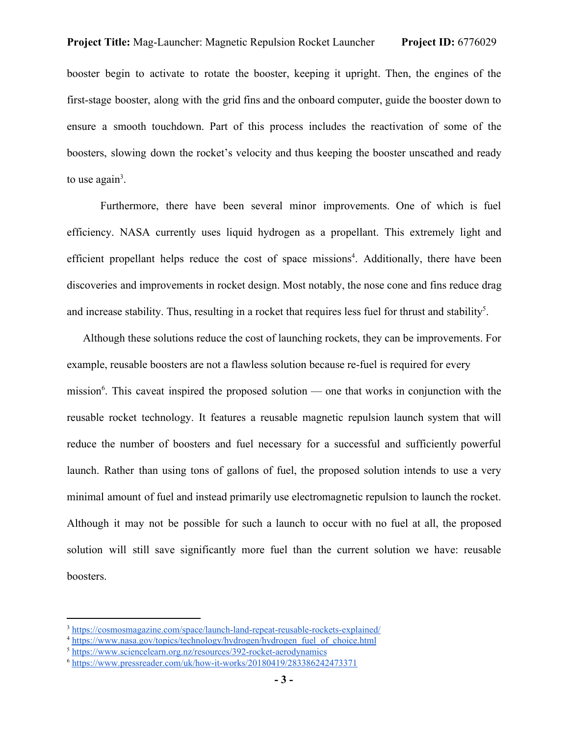booster begin to activate to rotate the booster, keeping it upright. Then, the engines of the first-stage booster, along with the grid fins and the onboard computer, guide the booster down to ensure a smooth touchdown. Part of this process includes the reactivation of some of the boosters, slowing down the rocket's velocity and thus keeping the booster unscathed and ready to use again[3].

Furthermore, there have been several minor improvements. One of which is fuel efficiency. NASA currently uses liquid hydrogen as a propellant. This extremely light and efficient propellant helps reduce the cost of space missions[4]. Additionally, there have been discoveries and improvements in rocket design. Most notably, the nose cone and fins reduce drag and increase stability. Thus, resulting in a rocket that requires less fuel for thrust and stability[5].

Although these solutions reduce the cost of launching rockets, they can be improvements. For example, reusable boosters are not a flawless solution because re-fuel is required for every mission[6]. This caveat inspired the proposed solution — one that works in conjunction with the reusable rocket technology. It features a reusable magnetic repulsion launch system that will reduce the number of boosters and fuel necessary for a successful and sufficiently powerful launch. Rather than using tons of gallons of fuel, the proposed solution intends to use a very minimal amount of fuel and instead primarily use electromagnetic repulsion to launch the rocket. Although it may not be possible for such a launch to occur with no fuel at all, the proposed solution will still save significantly more fuel than the current solution we have: reusable boosters.

---

[3] https://cosmosmagazine.com/space/launch-land-repeat-reusable-rockets-explained/

[4] https://www.nasa.gov/topics/technology/hydrogen/hydrogen_fuel_of_choice.html

[5] https://www.sciencelearn.org.nz/resources/392-rocket-aerodynamics

[6] https://www.pressreader.com/uk/how-it-works/20180419/283386242473371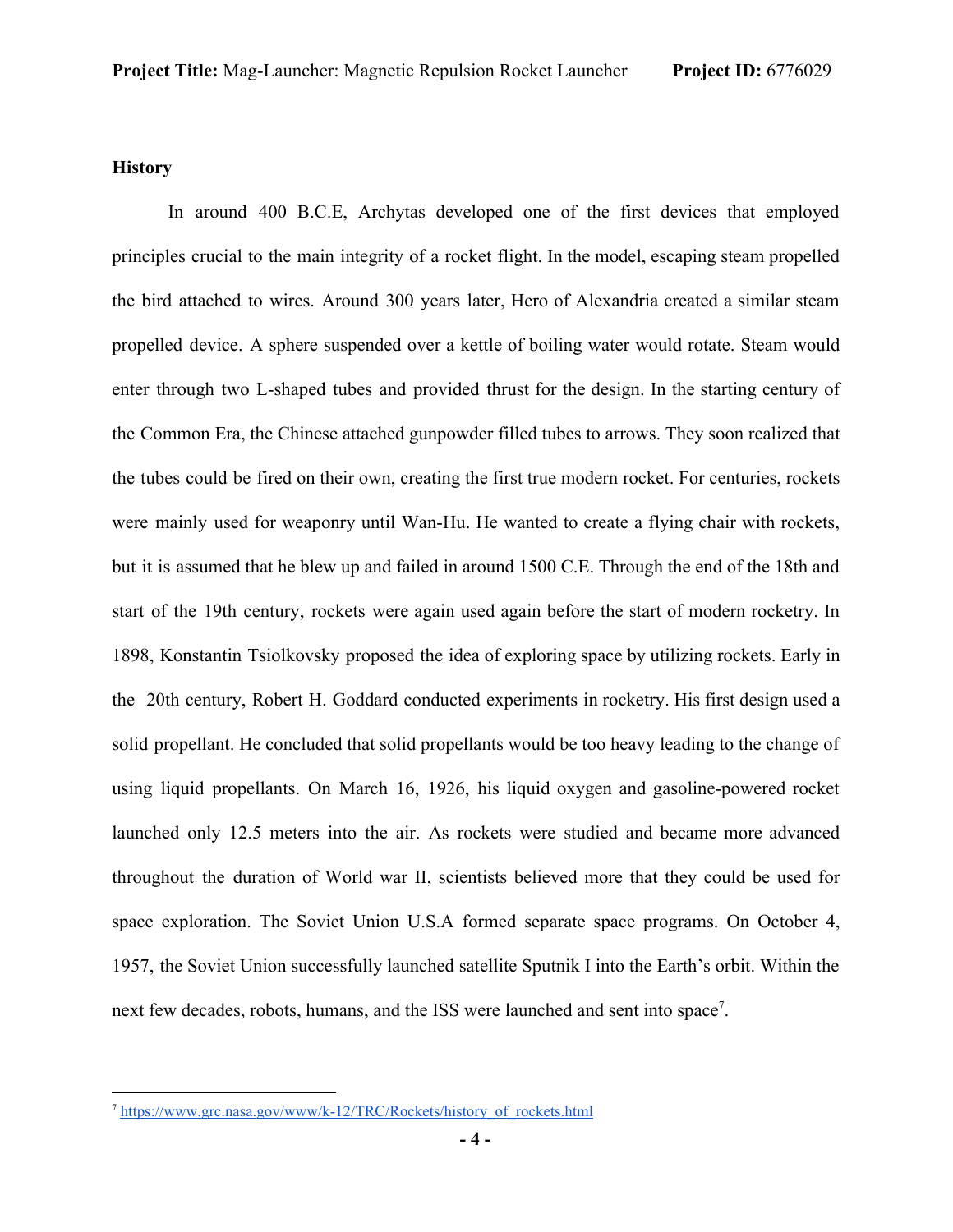**History**

In around 400 B.C.E, Archytas developed one of the first devices that employed principles crucial to the main integrity of a rocket flight. In the model, escaping steam propelled the bird attached to wires. Around 300 years later, Hero of Alexandria created a similar steam propelled device. A sphere suspended over a kettle of boiling water would rotate. Steam would enter through two L-shaped tubes and provided thrust for the design. In the starting century of the Common Era, the Chinese attached gunpowder filled tubes to arrows. They soon realized that the tubes could be fired on their own, creating the first true modern rocket. For centuries, rockets were mainly used for weaponry until Wan-Hu. He wanted to create a flying chair with rockets, but it is assumed that he blew up and failed in around 1500 C.E. Through the end of the 18th and start of the 19th century, rockets were again used again before the start of modern rocketry. In 1898, Konstantin Tsiolkovsky proposed the idea of exploring space by utilizing rockets. Early in the 20th century, Robert H. Goddard conducted experiments in rocketry. His first design used a solid propellant. He concluded that solid propellants would be too heavy leading to the change of using liquid propellants. On March 16, 1926, his liquid oxygen and gasoline-powered rocket launched only 12.5 meters into the air. As rockets were studied and became more advanced throughout the duration of World war II, scientists believed more that they could be used for space exploration. The Soviet Union U.S.A formed separate space programs. On October 4, 1957, the Soviet Union successfully launched satellite Sputnik I into the Earth's orbit. Within the next few decades, robots, humans, and the ISS were launched and sent into space[7].

---

[7] https://www.grc.nasa.gov/www/k-12/TRC/Rockets/history_of_rockets.html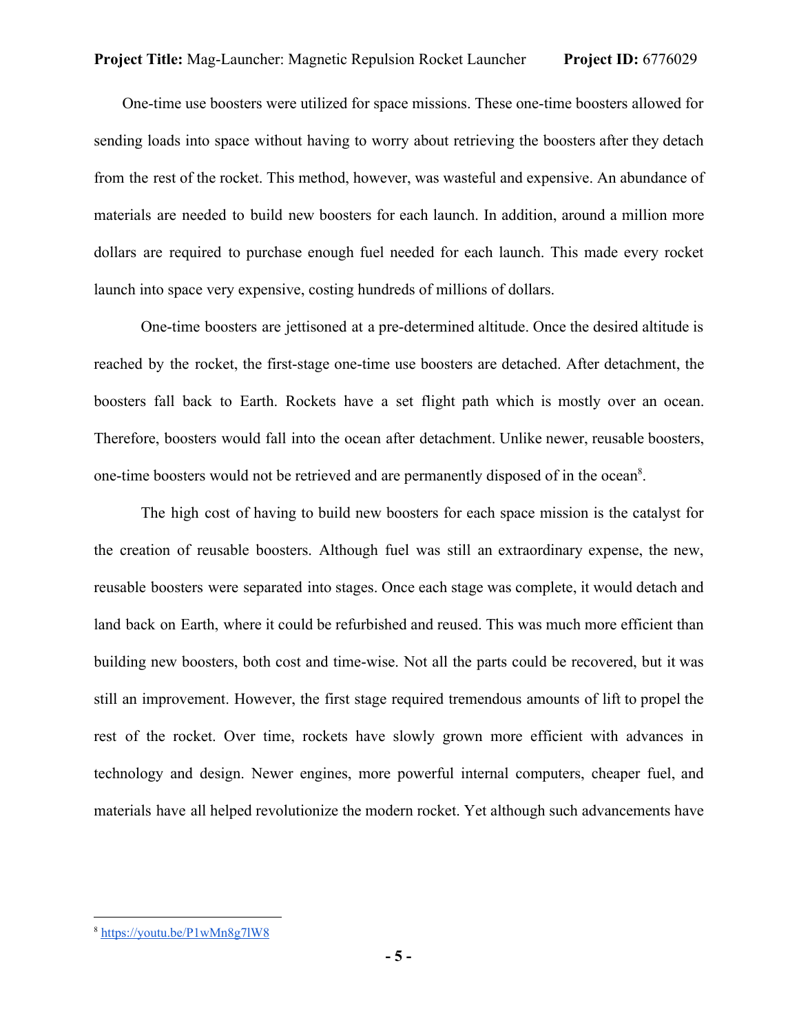One-time use boosters were utilized for space missions. These one-time boosters allowed for sending loads into space without having to worry about retrieving the boosters after they detach from the rest of the rocket. This method, however, was wasteful and expensive. An abundance of materials are needed to build new boosters for each launch. In addition, around a million more dollars are required to purchase enough fuel needed for each launch. This made every rocket launch into space very expensive, costing hundreds of millions of dollars.

One-time boosters are jettisoned at a pre-determined altitude. Once the desired altitude is reached by the rocket, the first-stage one-time use boosters are detached. After detachment, the boosters fall back to Earth. Rockets have a set flight path which is mostly over an ocean. Therefore, boosters would fall into the ocean after detachment. Unlike newer, reusable boosters, one-time boosters would not be retrieved and are permanently disposed of in the ocean[8].

The high cost of having to build new boosters for each space mission is the catalyst for the creation of reusable boosters. Although fuel was still an extraordinary expense, the new, reusable boosters were separated into stages. Once each stage was complete, it would detach and land back on Earth, where it could be refurbished and reused. This was much more efficient than building new boosters, both cost and time-wise. Not all the parts could be recovered, but it was still an improvement. However, the first stage required tremendous amounts of lift to propel the rest of the rocket. Over time, rockets have slowly grown more efficient with advances in technology and design. Newer engines, more powerful internal computers, cheaper fuel, and materials have all helped revolutionize the modern rocket. Yet although such advancements have

---

[8] https://youtu.be/P1wMn8g7lW8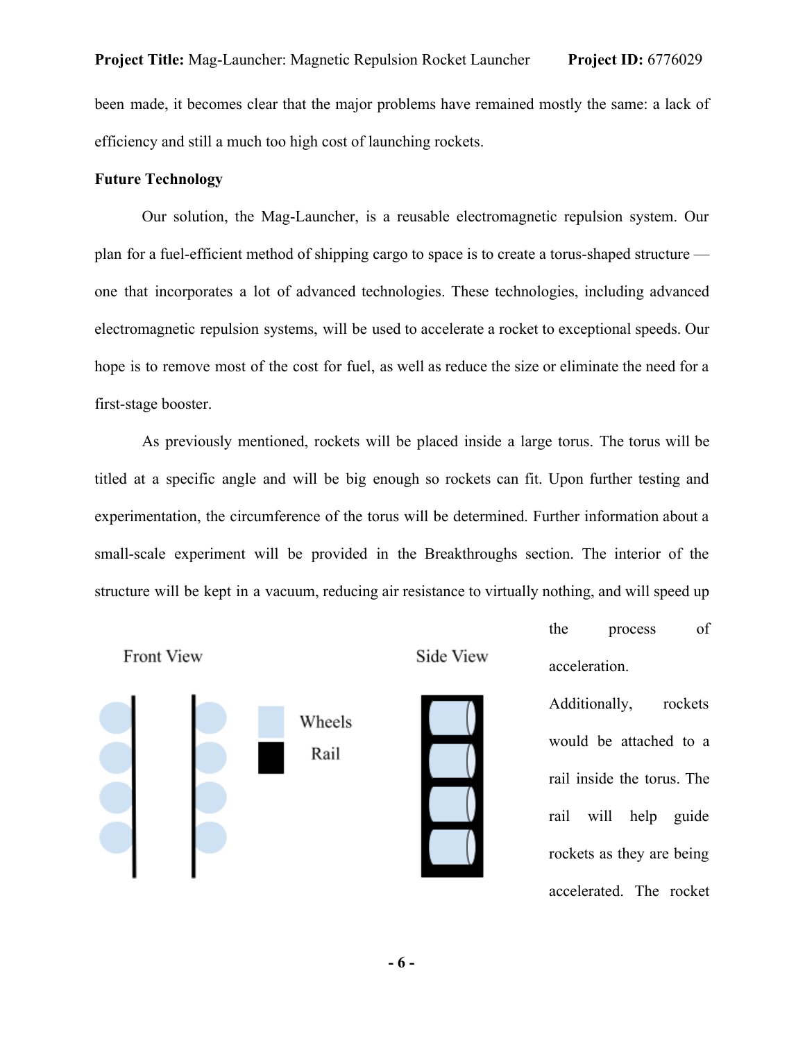been made, it becomes clear that the major problems have remained mostly the same: a lack of efficiency and still a much too high cost of launching rockets.

**Future Technology**

Our solution, the Mag-Launcher, is a reusable electromagnetic repulsion system. Our plan for a fuel-efficient method of shipping cargo to space is to create a torus-shaped structure — one that incorporates a lot of advanced technologies. These technologies, including advanced electromagnetic repulsion systems, will be used to accelerate a rocket to exceptional speeds. Our hope is to remove most of the cost for fuel, as well as reduce the size or eliminate the need for a first-stage booster.

As previously mentioned, rockets will be placed inside a large torus. The torus will be titled at a specific angle and will be big enough so rockets can fit. Upon further testing and experimentation, the circumference of the torus will be determined. Further information about a small-scale experiment will be provided in the Breakthroughs section. The interior of the structure will be kept in a vacuum, reducing air resistance to virtually nothing, and will speed up the process of acceleration. Additionally, rockets would be attached to a rail inside the torus. The rail will help guide rockets as they are being accelerated. The rocket

Front View

Wheels

Rail

Side View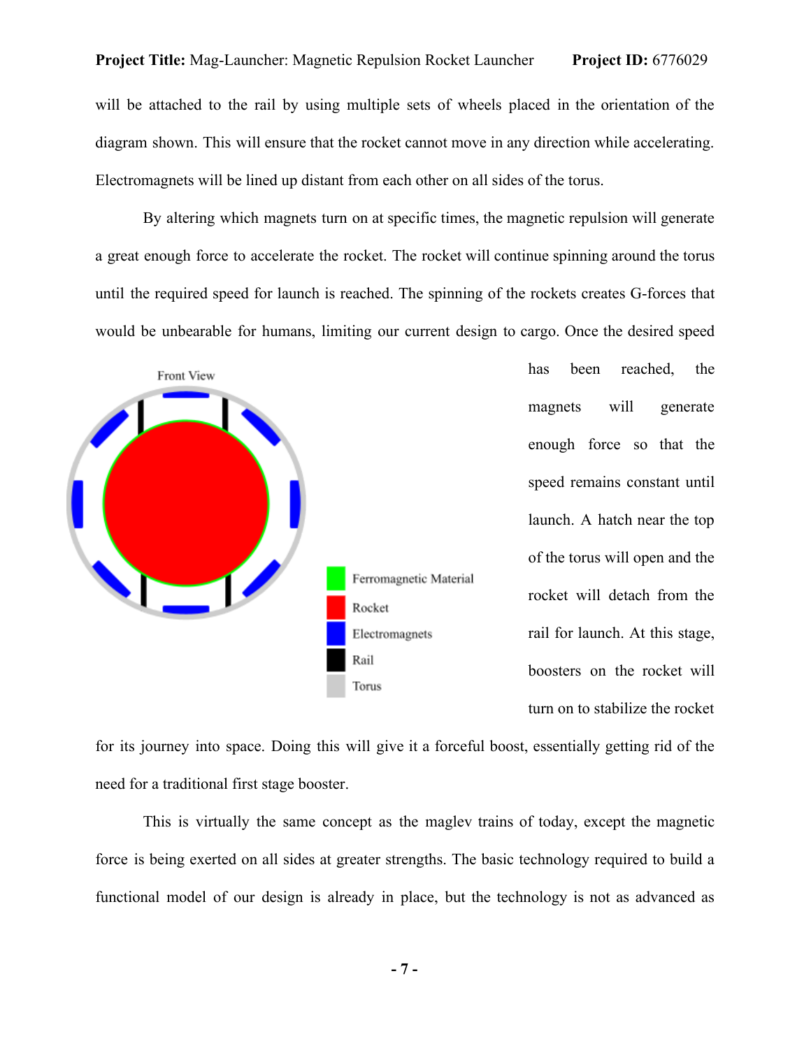will be attached to the rail by using multiple sets of wheels placed in the orientation of the diagram shown. This will ensure that the rocket cannot move in any direction while accelerating. Electromagnets will be lined up distant from each other on all sides of the torus.

By altering which magnets turn on at specific times, the magnetic repulsion will generate a great enough force to accelerate the rocket. The rocket will continue spinning around the torus until the required speed for launch is reached. The spinning of the rockets creates G-forces that would be unbearable for humans, limiting our current design to cargo. Once the desired speed has been reached, the magnets will generate enough force so that the speed remains constant until launch. A hatch near the top of the torus will open and the rocket will detach from the rail for launch. At this stage, boosters on the rocket will turn on to stabilize the rocket for its journey into space. Doing this will give it a forceful boost, essentially getting rid of the need for a traditional first stage booster.

Front View

Ferromagnetic Material
Rocket
Electromagnets
Rail
Torus

This is virtually the same concept as the maglev trains of today, except the magnetic force is being exerted on all sides at greater strengths. The basic technology required to build a functional model of our design is already in place, but the technology is not as advanced as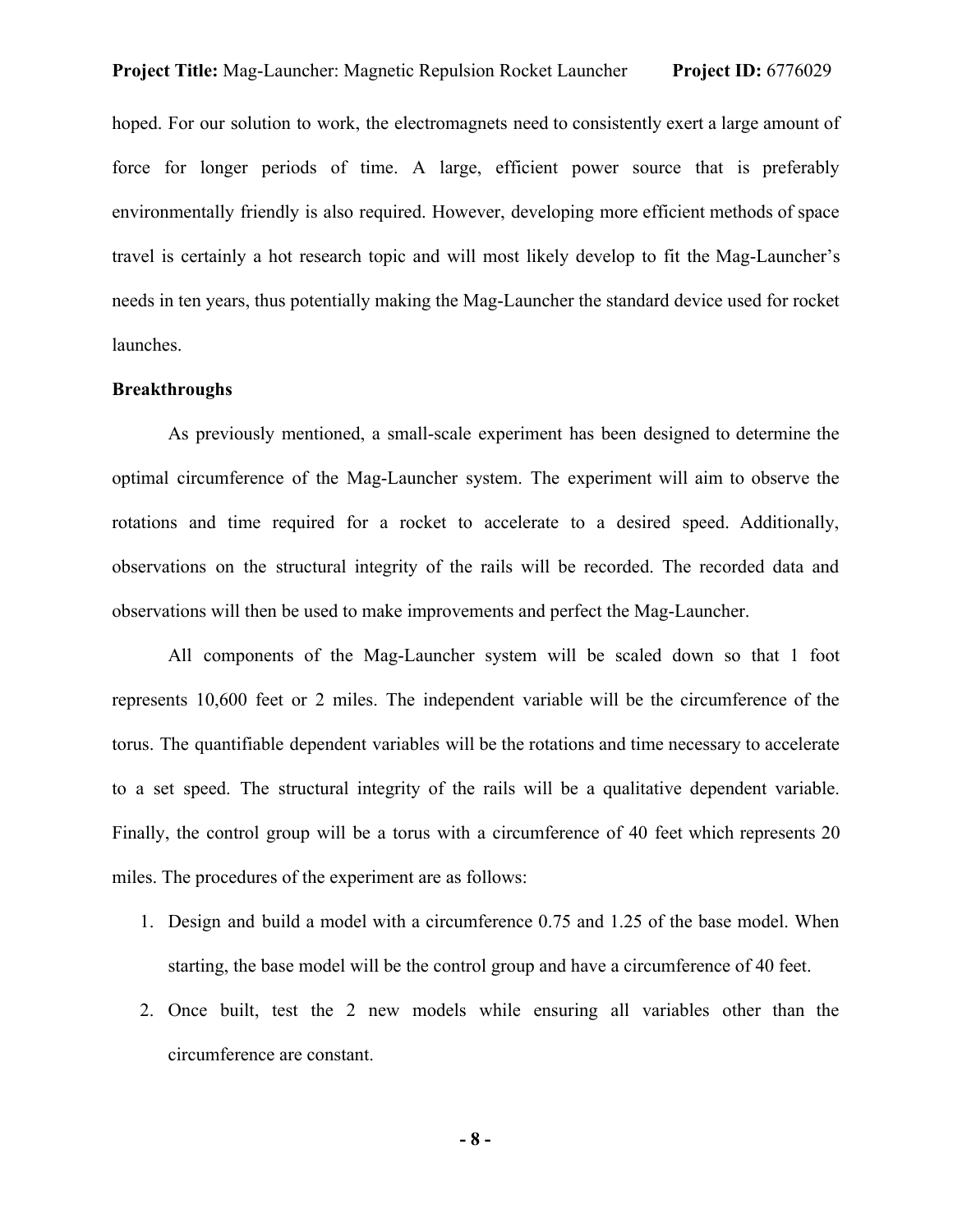hoped. For our solution to work, the electromagnets need to consistently exert a large amount of force for longer periods of time. A large, efficient power source that is preferably environmentally friendly is also required. However, developing more efficient methods of space travel is certainly a hot research topic and will most likely develop to fit the Mag-Launcher's needs in ten years, thus potentially making the Mag-Launcher the standard device used for rocket launches.

**Breakthroughs**

As previously mentioned, a small-scale experiment has been designed to determine the optimal circumference of the Mag-Launcher system. The experiment will aim to observe the rotations and time required for a rocket to accelerate to a desired speed. Additionally, observations on the structural integrity of the rails will be recorded. The recorded data and observations will then be used to make improvements and perfect the Mag-Launcher.

All components of the Mag-Launcher system will be scaled down so that 1 foot represents 10,600 feet or 2 miles. The independent variable will be the circumference of the torus. The quantifiable dependent variables will be the rotations and time necessary to accelerate to a set speed. The structural integrity of the rails will be a qualitative dependent variable. Finally, the control group will be a torus with a circumference of 40 feet which represents 20 miles. The procedures of the experiment are as follows:

1. Design and build a model with a circumference 0.75 and 1.25 of the base model. When starting, the base model will be the control group and have a circumference of 40 feet.
2. Once built, test the 2 new models while ensuring all variables other than the circumference are constant.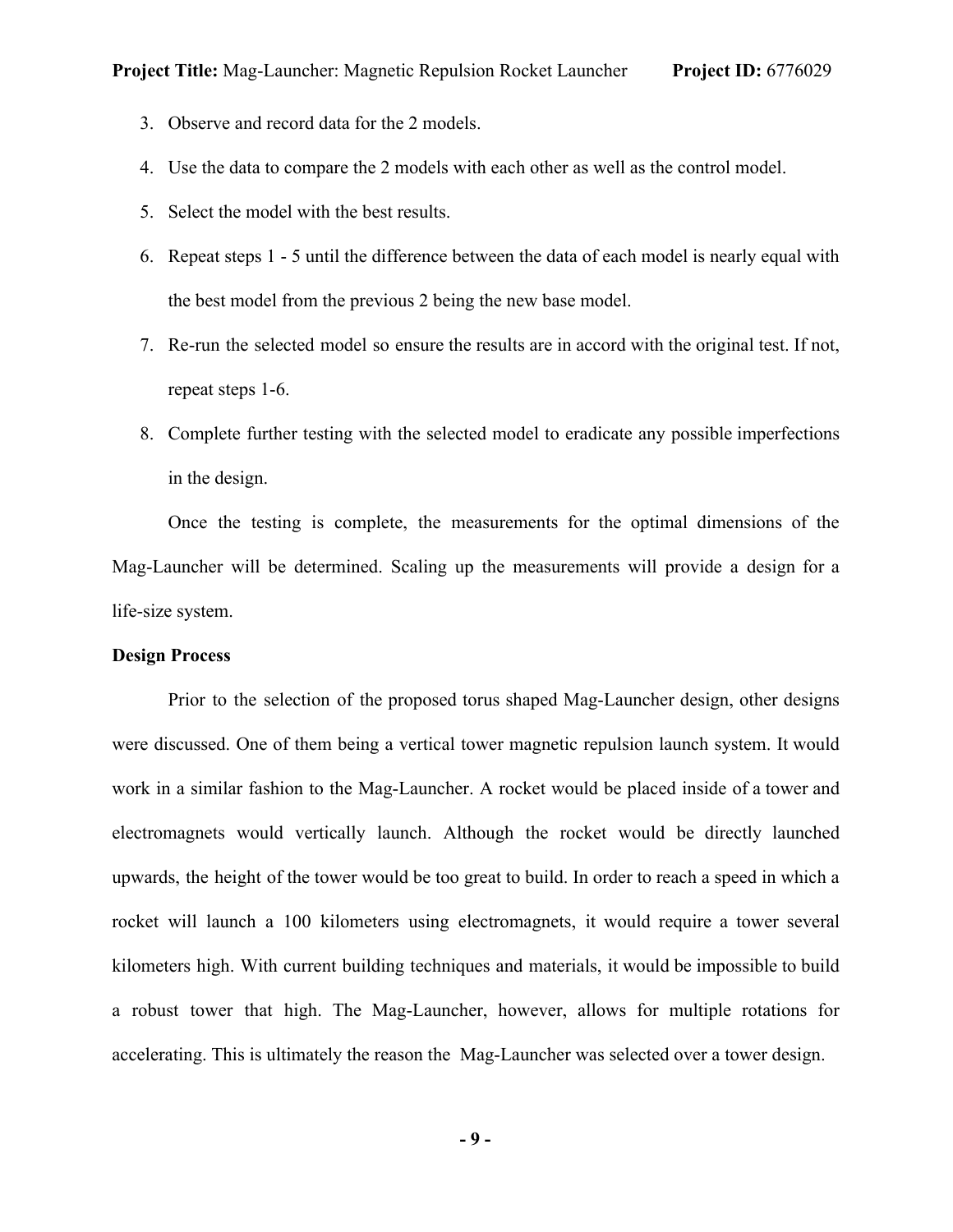3. Observe and record data for the 2 models.
4. Use the data to compare the 2 models with each other as well as the control model.
5. Select the model with the best results.
6. Repeat steps 1 - 5 until the difference between the data of each model is nearly equal with the best model from the previous 2 being the new base model.
7. Re-run the selected model so ensure the results are in accord with the original test. If not, repeat steps 1-6.
8. Complete further testing with the selected model to eradicate any possible imperfections in the design.

Once the testing is complete, the measurements for the optimal dimensions of the Mag-Launcher will be determined. Scaling up the measurements will provide a design for a life-size system.

**Design Process**

Prior to the selection of the proposed torus shaped Mag-Launcher design, other designs were discussed. One of them being a vertical tower magnetic repulsion launch system. It would work in a similar fashion to the Mag-Launcher. A rocket would be placed inside of a tower and electromagnets would vertically launch. Although the rocket would be directly launched upwards, the height of the tower would be too great to build. In order to reach a speed in which a rocket will launch a 100 kilometers using electromagnets, it would require a tower several kilometers high. With current building techniques and materials, it would be impossible to build a robust tower that high. The Mag-Launcher, however, allows for multiple rotations for accelerating. This is ultimately the reason the Mag-Launcher was selected over a tower design.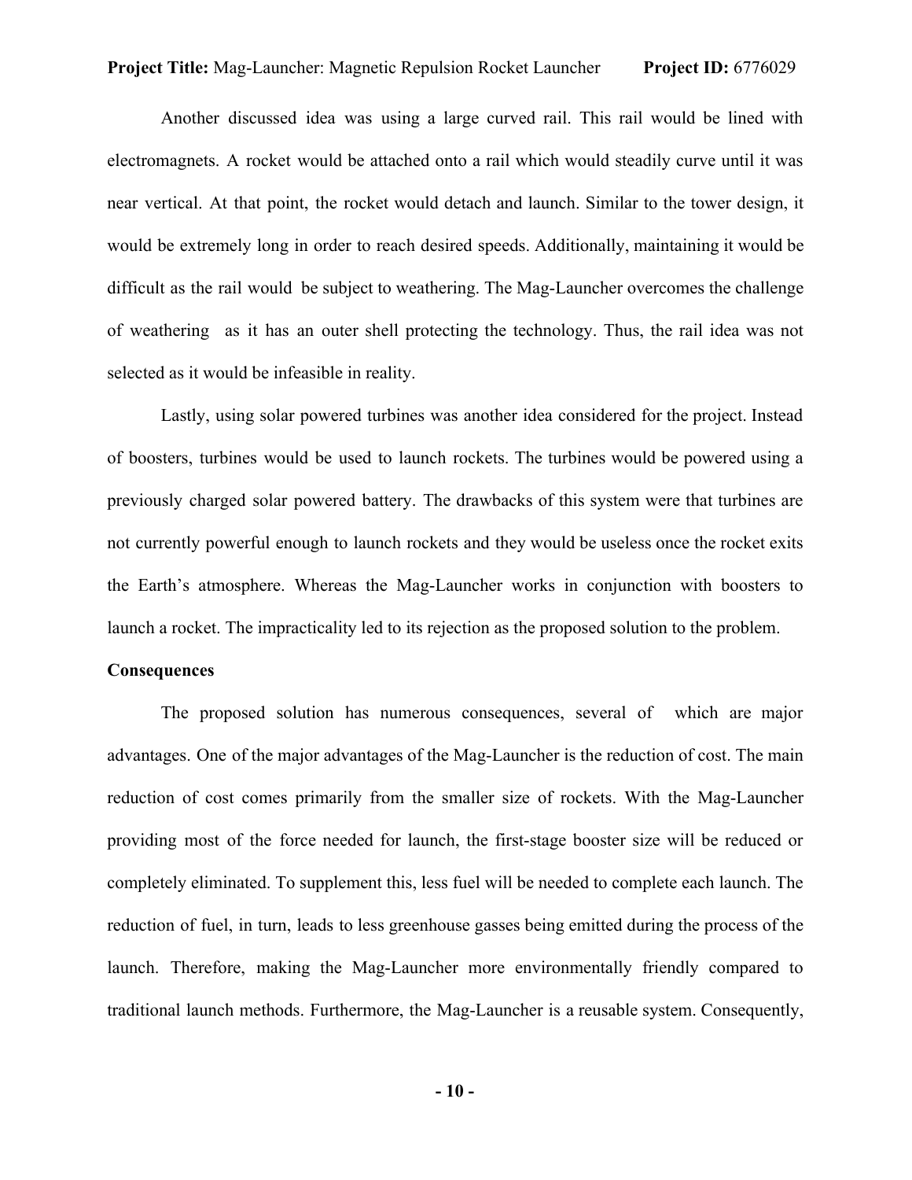Another discussed idea was using a large curved rail. This rail would be lined with electromagnets. A rocket would be attached onto a rail which would steadily curve until it was near vertical. At that point, the rocket would detach and launch. Similar to the tower design, it would be extremely long in order to reach desired speeds. Additionally, maintaining it would be difficult as the rail would be subject to weathering. The Mag-Launcher overcomes the challenge of weathering as it has an outer shell protecting the technology. Thus, the rail idea was not selected as it would be infeasible in reality.

Lastly, using solar powered turbines was another idea considered for the project. Instead of boosters, turbines would be used to launch rockets. The turbines would be powered using a previously charged solar powered battery. The drawbacks of this system were that turbines are not currently powerful enough to launch rockets and they would be useless once the rocket exits the Earth's atmosphere. Whereas the Mag-Launcher works in conjunction with boosters to launch a rocket. The impracticality led to its rejection as the proposed solution to the problem.

**Consequences**

The proposed solution has numerous consequences, several of which are major advantages. One of the major advantages of the Mag-Launcher is the reduction of cost. The main reduction of cost comes primarily from the smaller size of rockets. With the Mag-Launcher providing most of the force needed for launch, the first-stage booster size will be reduced or completely eliminated. To supplement this, less fuel will be needed to complete each launch. The reduction of fuel, in turn, leads to less greenhouse gasses being emitted during the process of the launch. Therefore, making the Mag-Launcher more environmentally friendly compared to traditional launch methods. Furthermore, the Mag-Launcher is a reusable system. Consequently,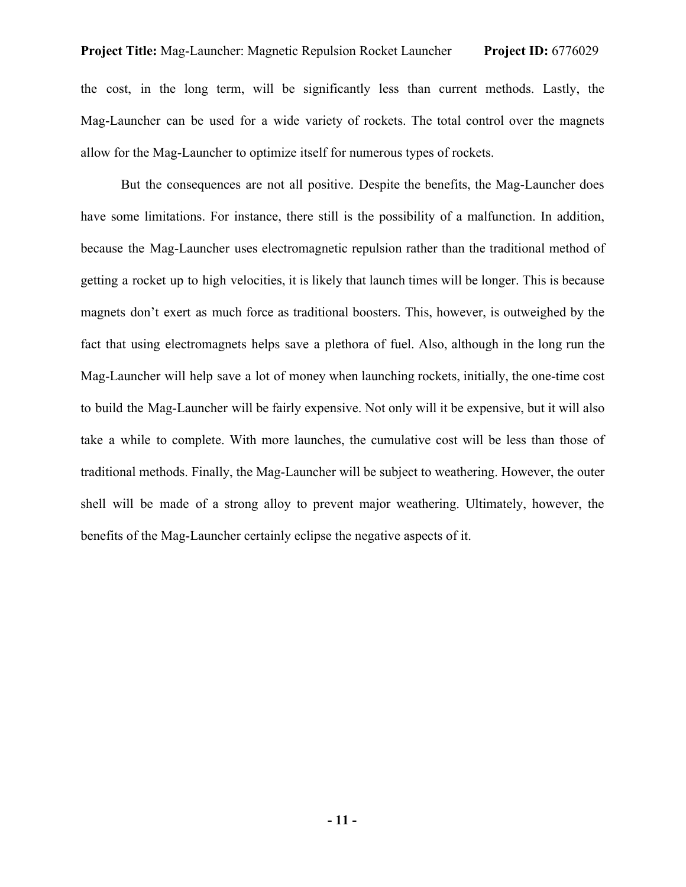the cost, in the long term, will be significantly less than current methods. Lastly, the Mag-Launcher can be used for a wide variety of rockets. The total control over the magnets allow for the Mag-Launcher to optimize itself for numerous types of rockets.

But the consequences are not all positive. Despite the benefits, the Mag-Launcher does have some limitations. For instance, there still is the possibility of a malfunction. In addition, because the Mag-Launcher uses electromagnetic repulsion rather than the traditional method of getting a rocket up to high velocities, it is likely that launch times will be longer. This is because magnets don't exert as much force as traditional boosters. This, however, is outweighed by the fact that using electromagnets helps save a plethora of fuel. Also, although in the long run the Mag-Launcher will help save a lot of money when launching rockets, initially, the one-time cost to build the Mag-Launcher will be fairly expensive. Not only will it be expensive, but it will also take a while to complete. With more launches, the cumulative cost will be less than those of traditional methods. Finally, the Mag-Launcher will be subject to weathering. However, the outer shell will be made of a strong alloy to prevent major weathering. Ultimately, however, the benefits of the Mag-Launcher certainly eclipse the negative aspects of it.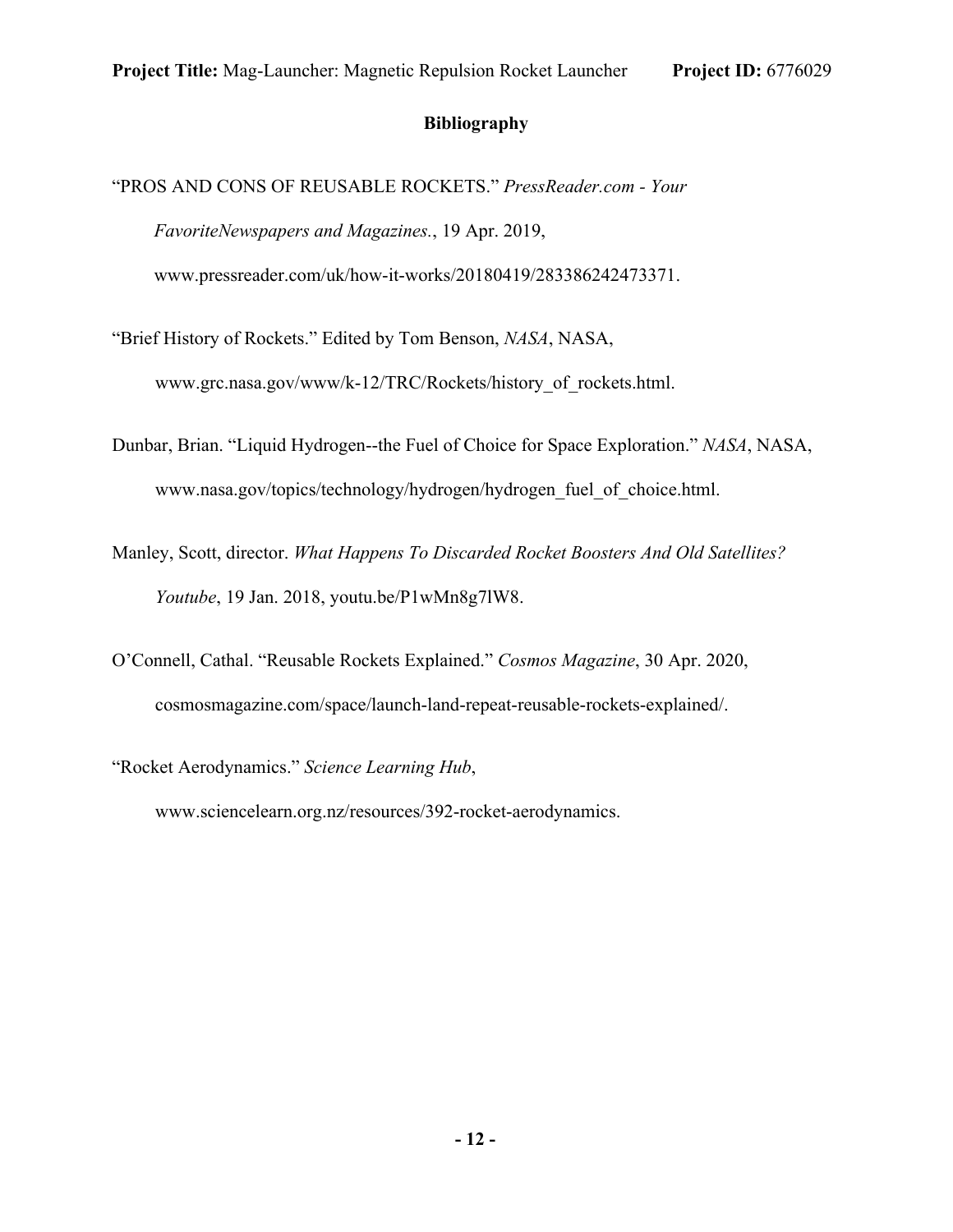**Bibliography**

"PROS AND CONS OF REUSABLE ROCKETS." *PressReader.com - Your FavoriteNewspapers and Magazines.*, 19 Apr. 2019, www.pressreader.com/uk/how-it-works/20180419/283386242473371.

"Brief History of Rockets." Edited by Tom Benson, *NASA*, NASA, www.grc.nasa.gov/www/k-12/TRC/Rockets/history_of_rockets.html.

Dunbar, Brian. "Liquid Hydrogen--the Fuel of Choice for Space Exploration." *NASA*, NASA, www.nasa.gov/topics/technology/hydrogen/hydrogen_fuel_of_choice.html.

Manley, Scott, director. *What Happens To Discarded Rocket Boosters And Old Satellites? Youtube*, 19 Jan. 2018, youtu.be/P1wMn8g7lW8.

O'Connell, Cathal. "Reusable Rockets Explained." *Cosmos Magazine*, 30 Apr. 2020, cosmosmagazine.com/space/launch-land-repeat-reusable-rockets-explained/.

"Rocket Aerodynamics." *Science Learning Hub*, www.sciencelearn.org.nz/resources/392-rocket-aerodynamics.